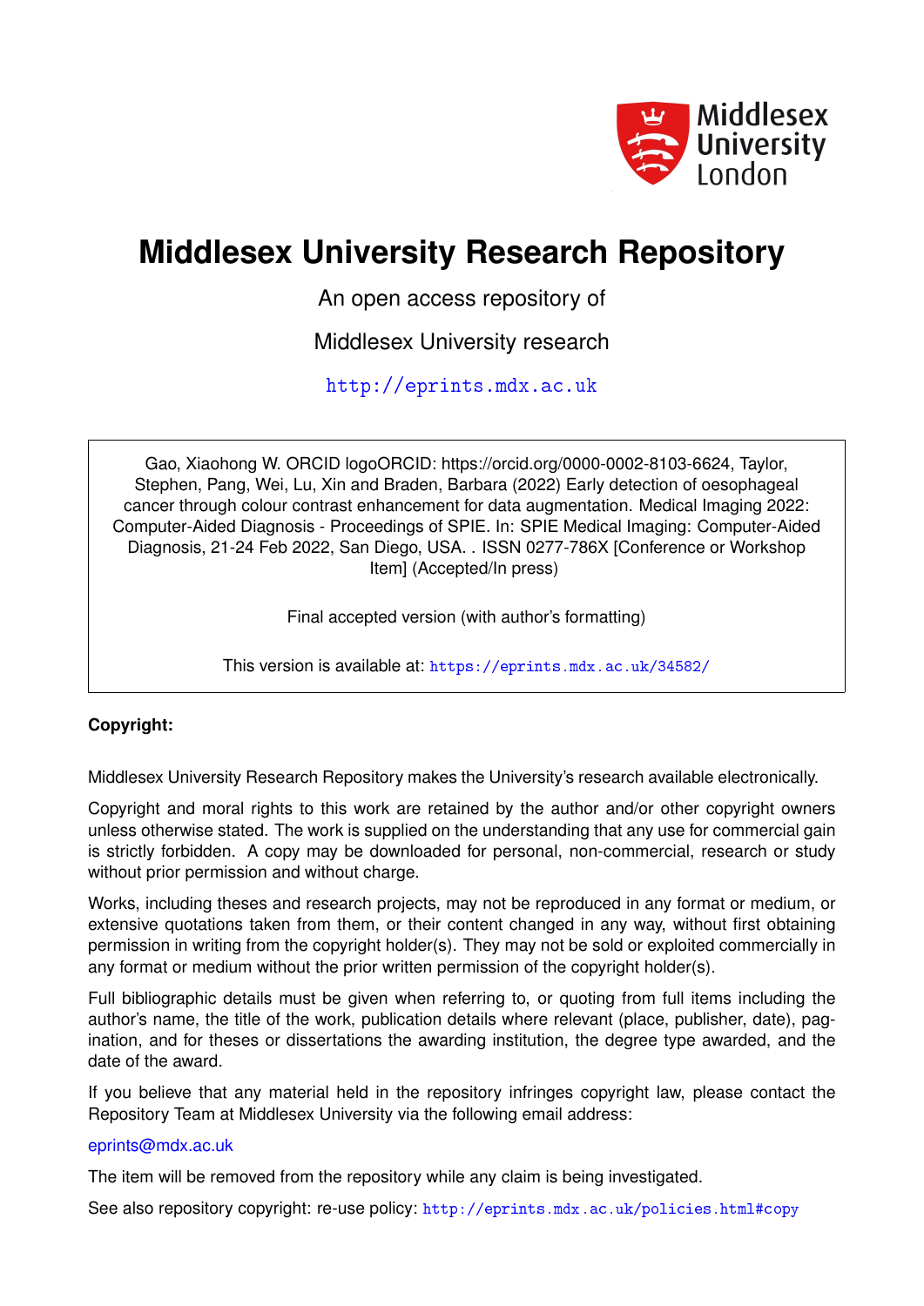Middlesex University London

# Middlesex University Research Repository

An open access repository of

Middlesex University research

http://eprints.mdx.ac.uk

Gao, Xiaohong W. ORCID logoORCID: https://orcid.org/0000-0002-8103-6624, Taylor, Stephen, Pang, Wei, Lu, Xin and Braden, Barbara (2022) Early detection of oesophageal cancer through colour contrast enhancement for data augmentation. Medical Imaging 2022: Computer-Aided Diagnosis - Proceedings of SPIE. In: SPIE Medical Imaging: Computer-Aided Diagnosis, 21-24 Feb 2022, San Diego, USA. . ISSN 0277-786X [Conference or Workshop Item] (Accepted/In press)

Final accepted version (with author's formatting)

This version is available at: https://eprints.mdx.ac.uk/34582/

**Copyright:**

Middlesex University Research Repository makes the University's research available electronically.

Copyright and moral rights to this work are retained by the author and/or other copyright owners unless otherwise stated. The work is supplied on the understanding that any use for commercial gain is strictly forbidden. A copy may be downloaded for personal, non-commercial, research or study without prior permission and without charge.

Works, including theses and research projects, may not be reproduced in any format or medium, or extensive quotations taken from them, or their content changed in any way, without first obtaining permission in writing from the copyright holder(s). They may not be sold or exploited commercially in any format or medium without the prior written permission of the copyright holder(s).

Full bibliographic details must be given when referring to, or quoting from full items including the author's name, the title of the work, publication details where relevant (place, publisher, date), pagination, and for theses or dissertations the awarding institution, the degree type awarded, and the date of the award.

If you believe that any material held in the repository infringes copyright law, please contact the Repository Team at Middlesex University via the following email address:

eprints@mdx.ac.uk

The item will be removed from the repository while any claim is being investigated.

See also repository copyright: re-use policy: http://eprints.mdx.ac.uk/policies.html#copy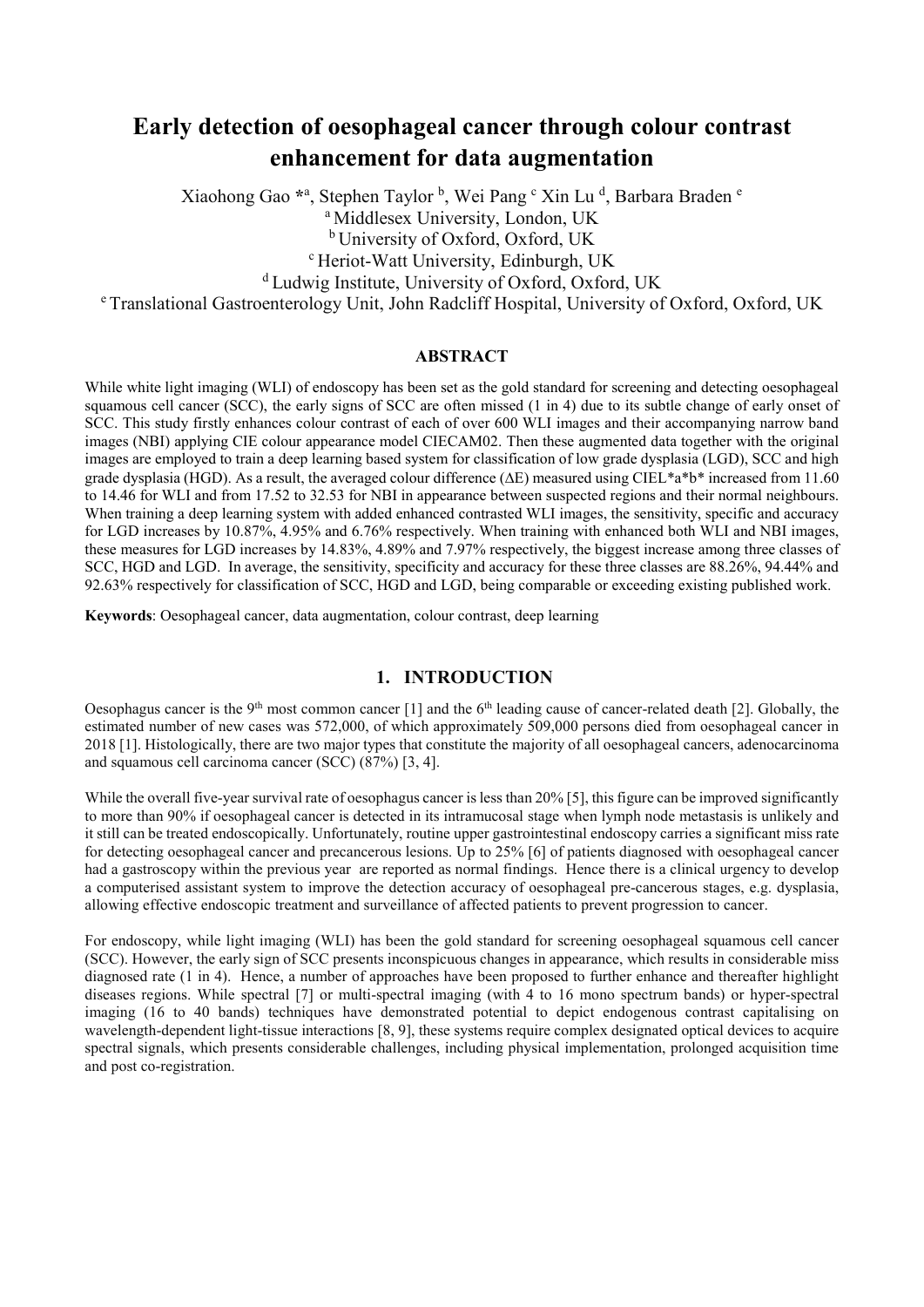# Early detection of oesophageal cancer through colour contrast enhancement for data augmentation

Xiaohong Gao *[a], Stephen Taylor [b], Wei Pang [c] Xin Lu [d], Barbara Braden [e]

[a] Middlesex University, London, UK

[b] University of Oxford, Oxford, UK

[c] Heriot-Watt University, Edinburgh, UK

[d] Ludwig Institute, University of Oxford, Oxford, UK

[e] Translational Gastroenterology Unit, John Radcliff Hospital, University of Oxford, Oxford, UK

## ABSTRACT

While white light imaging (WLI) of endoscopy has been set as the gold standard for screening and detecting oesophageal squamous cell cancer (SCC), the early signs of SCC are often missed (1 in 4) due to its subtle change of early onset of SCC. This study firstly enhances colour contrast of each of over 600 WLI images and their accompanying narrow band images (NBI) applying CIE colour appearance model CIECAM02. Then these augmented data together with the original images are employed to train a deep learning based system for classification of low grade dysplasia (LGD), SCC and high grade dysplasia (HGD). As a result, the averaged colour difference (ΔE) measured using CIEL*a*b* increased from 11.60 to 14.46 for WLI and from 17.52 to 32.53 for NBI in appearance between suspected regions and their normal neighbours. When training a deep learning system with added enhanced contrasted WLI images, the sensitivity, specific and accuracy for LGD increases by 10.87%, 4.95% and 6.76% respectively. When training with enhanced both WLI and NBI images, these measures for LGD increases by 14.83%, 4.89% and 7.97% respectively, the biggest increase among three classes of SCC, HGD and LGD. In average, the sensitivity, specificity and accuracy for these three classes are 88.26%, 94.44% and 92.63% respectively for classification of SCC, HGD and LGD, being comparable or exceeding existing published work.

**Keywords**: Oesophageal cancer, data augmentation, colour contrast, deep learning

## 1. INTRODUCTION

Oesophagus cancer is the 9th most common cancer [1] and the 6th leading cause of cancer-related death [2]. Globally, the estimated number of new cases was 572,000, of which approximately 509,000 persons died from oesophageal cancer in 2018 [1]. Histologically, there are two major types that constitute the majority of all oesophageal cancers, adenocarcinoma and squamous cell carcinoma cancer (SCC) (87%) [3, 4].

While the overall five-year survival rate of oesophagus cancer is less than 20% [5], this figure can be improved significantly to more than 90% if oesophageal cancer is detected in its intramucosal stage when lymph node metastasis is unlikely and it still can be treated endoscopically. Unfortunately, routine upper gastrointestinal endoscopy carries a significant miss rate for detecting oesophageal cancer and precancerous lesions. Up to 25% [6] of patients diagnosed with oesophageal cancer had a gastroscopy within the previous year are reported as normal findings. Hence there is a clinical urgency to develop a computerised assistant system to improve the detection accuracy of oesophageal pre-cancerous stages, e.g. dysplasia, allowing effective endoscopic treatment and surveillance of affected patients to prevent progression to cancer.

For endoscopy, while light imaging (WLI) has been the gold standard for screening oesophageal squamous cell cancer (SCC). However, the early sign of SCC presents inconspicuous changes in appearance, which results in considerable miss diagnosed rate (1 in 4). Hence, a number of approaches have been proposed to further enhance and thereafter highlight diseases regions. While spectral [7] or multi-spectral imaging (with 4 to 16 mono spectrum bands) or hyper-spectral imaging (16 to 40 bands) techniques have demonstrated potential to depict endogenous contrast capitalising on wavelength-dependent light-tissue interactions [8, 9], these systems require complex designated optical devices to acquire spectral signals, which presents considerable challenges, including physical implementation, prolonged acquisition time and post co-registration.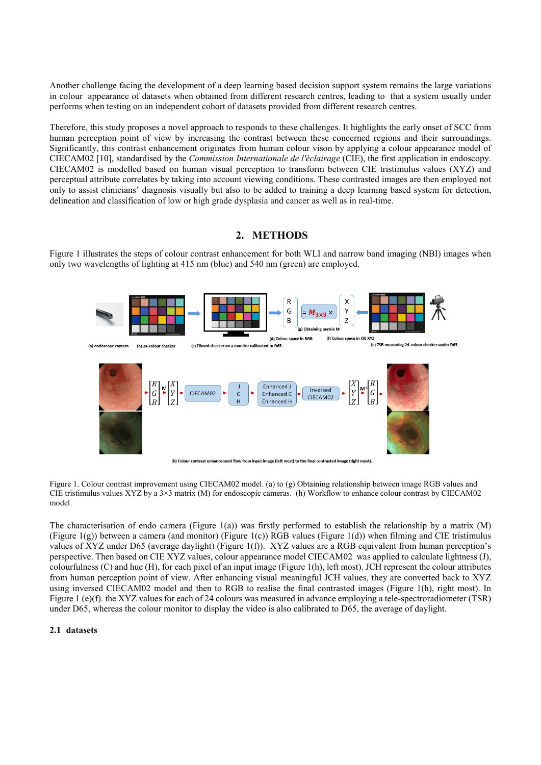Another challenge facing the development of a deep learning based decision support system remains the large variations in colour appearance of datasets when obtained from different research centres, leading to that a system usually under performs when testing on an independent cohort of datasets provided from different research centres.

Therefore, this study proposes a novel approach to responds to these challenges. It highlights the early onset of SCC from human perception point of view by increasing the contrast between these concerned regions and their surroundings. Significantly, this contrast enhancement originates from human colour vison by applying a colour appearance model of CIECAM02 [10], standardised by the *Commission Internationale de l'éclairage* (CIE), the first application in endoscopy. CIECAM02 is modelled based on human visual perception to transform between CIE tristimulus values (XYZ) and perceptual attribute correlates by taking into account viewing conditions. These contrasted images are then employed not only to assist clinicians' diagnosis visually but also to be added to training a deep learning based system for detection, delineation and classification of low or high grade dysplasia and cancer as well as in real-time.

## 2. METHODS

Figure 1 illustrates the steps of colour contrast enhancement for both WLI and narrow band imaging (NBI) images when only two wavelengths of lighting at 415 nm (blue) and 540 nm (green) are employed.

Figure 1. Colour contrast improvement using CIECAM02 model. (a) to (g) Obtaining relationship between image RGB values and CIE tristimulus values XYZ by a 3×3 matrix (M) for endoscopic cameras. (h) Workflow to enhance colour contrast by CIECAM02 model.

The characterisation of endo camera (Figure 1(a)) was firstly performed to establish the relationship by a matrix (M) (Figure 1(g)) between a camera (and monitor) (Figure 1(c)) RGB values (Figure 1(d)) when filming and CIE tristimulus values of XYZ under D65 (average daylight) (Figure 1(f)). XYZ values are a RGB equivalent from human perception's perspective. Then based on CIE XYZ values, colour appearance model CIECAM02 was applied to calculate lightness (J), colourfulness (C) and hue (H), for each pixel of an input image (Figure 1(h), left most). JCH represent the colour attributes from human perception point of view. After enhancing visual meaningful JCH values, they are converted back to XYZ using inversed CIECAM02 model and then to RGB to realise the final contrasted images (Figure 1(h), right most). In Figure 1 (e)(f). the XYZ values for each of 24 colours was measured in advance employing a tele-spectroradiometer (TSR) under D65, whereas the colour monitor to display the video is also calibrated to D65, the average of daylight.

### 2.1 datasets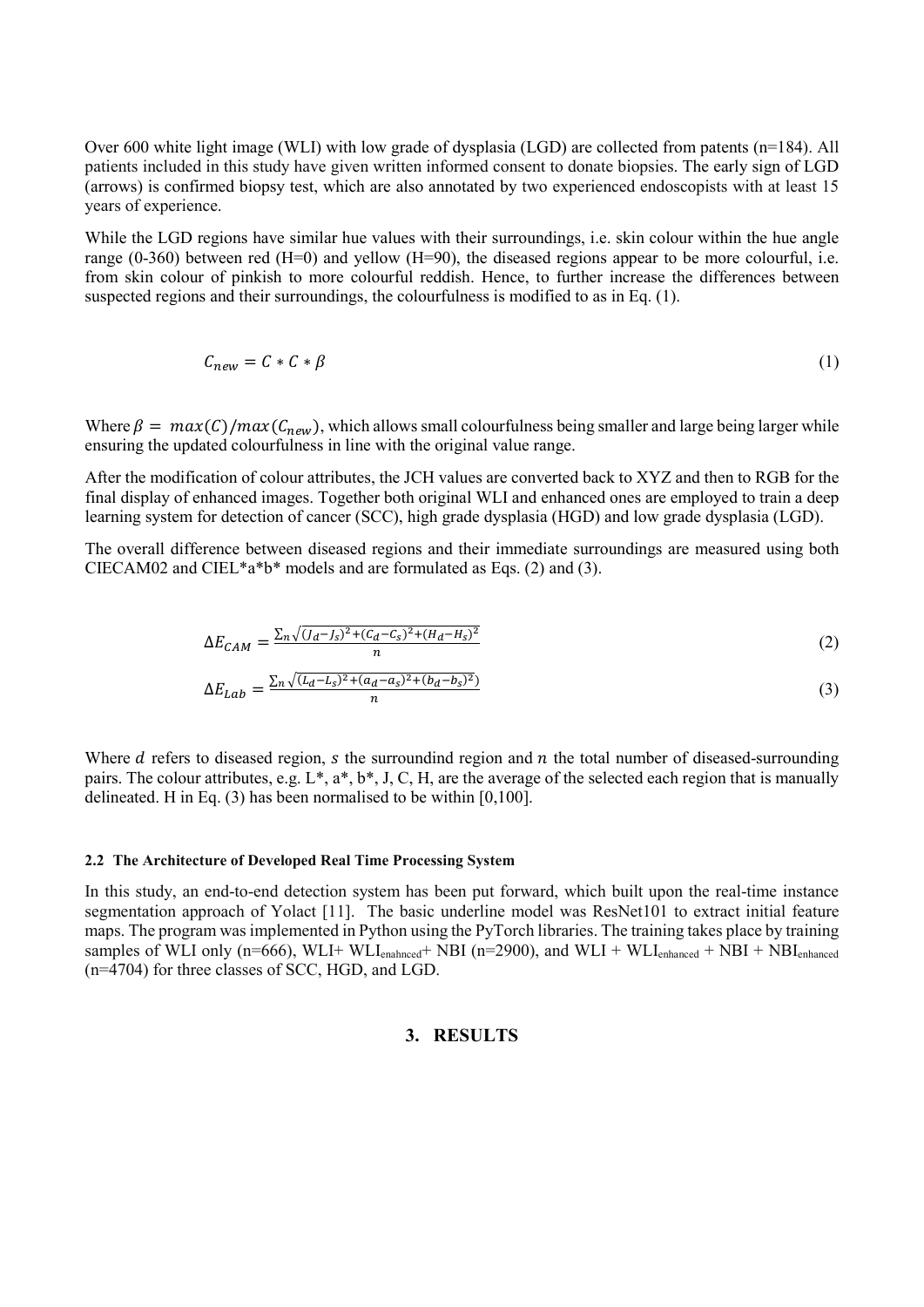Over 600 white light image (WLI) with low grade of dysplasia (LGD) are collected from patents (n=184). All patients included in this study have given written informed consent to donate biopsies. The early sign of LGD (arrows) is confirmed biopsy test, which are also annotated by two experienced endoscopists with at least 15 years of experience.

While the LGD regions have similar hue values with their surroundings, i.e. skin colour within the hue angle range (0-360) between red (H=0) and yellow (H=90), the diseased regions appear to be more colourful, i.e. from skin colour of pinkish to more colourful reddish. Hence, to further increase the differences between suspected regions and their surroundings, the colourfulness is modified to as in Eq. (1).

$$C_{new} = C * C * \beta \tag{1}$$

Where $\beta = max(C)/max(C_{new})$, which allows small colourfulness being smaller and large being larger while ensuring the updated colourfulness in line with the original value range.

After the modification of colour attributes, the JCH values are converted back to XYZ and then to RGB for the final display of enhanced images. Together both original WLI and enhanced ones are employed to train a deep learning system for detection of cancer (SCC), high grade dysplasia (HGD) and low grade dysplasia (LGD).

The overall difference between diseased regions and their immediate surroundings are measured using both CIECAM02 and CIEL*a*b* models and are formulated as Eqs. (2) and (3).

$$\Delta E_{CAM} = \frac{\sum_n \sqrt{(J_d - J_s)^2 + (C_d - C_s)^2 + (H_d - H_s)^2}}{n} \tag{2}$$

$$\Delta E_{Lab} = \frac{\sum_n \sqrt{(L_d - L_s)^2 + (a_d - a_s)^2 + (b_d - b_s)^2)}}{n} \tag{3}$$

Where $d$ refers to diseased region, $s$ the surroundind region and $n$ the total number of diseased-surrounding pairs. The colour attributes, e.g. L*, a*, b*, J, C, H, are the average of the selected each region that is manually delineated. H in Eq. (3) has been normalised to be within [0,100].

### 2.2 The Architecture of Developed Real Time Processing System

In this study, an end-to-end detection system has been put forward, which built upon the real-time instance segmentation approach of Yolact [11]. The basic underline model was ResNet101 to extract initial feature maps. The program was implemented in Python using the PyTorch libraries. The training takes place by training samples of WLI only (n=666), WLI+ $\text{WLI}_{\text{enahnced}}$+ NBI (n=2900), and WLI + $\text{WLI}_{\text{enhanced}}$ + NBI + $\text{NBI}_{\text{enhanced}}$ (n=4704) for three classes of SCC, HGD, and LGD.

## 3. RESULTS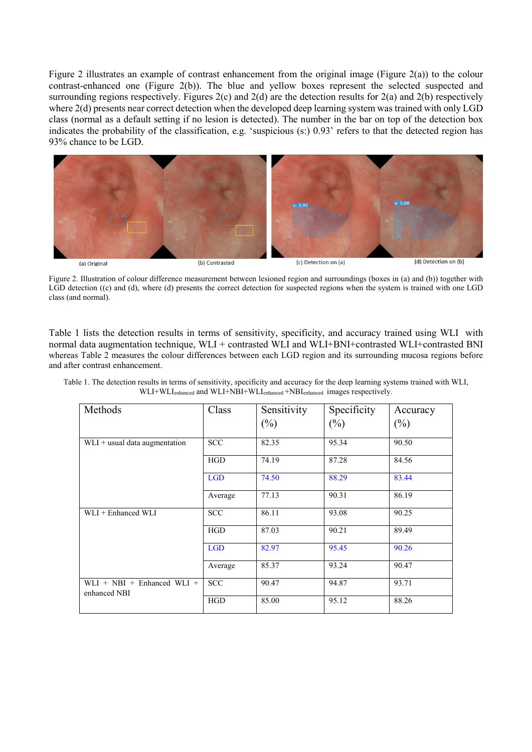Figure 2 illustrates an example of contrast enhancement from the original image (Figure 2(a)) to the colour contrast-enhanced one (Figure 2(b)). The blue and yellow boxes represent the selected suspected and surrounding regions respectively. Figures 2(c) and 2(d) are the detection results for 2(a) and 2(b) respectively where 2(d) presents near correct detection when the developed deep learning system was trained with only LGD class (normal as a default setting if no lesion is detected). The number in the bar on top of the detection box indicates the probability of the classification, e.g. 'suspicious (s:) 0.93' refers to that the detected region has 93% chance to be LGD.

(a) Original (b) Contrasted (c) Detection on (a) (d) Detection on (b)

Figure 2. Illustration of colour difference measurement between lesioned region and surroundings (boxes in (a) and (b)) together with LGD detection ((c) and (d), where (d) presents the correct detection for suspected regions when the system is trained with one LGD class (and normal).

Table 1 lists the detection results in terms of sensitivity, specificity, and accuracy trained using WLI with normal data augmentation technique, WLI + contrasted WLI and WLI+BNI+contrasted WLI+contrasted BNI whereas Table 2 measures the colour differences between each LGD region and its surrounding mucosa regions before and after contrast enhancement.

Table 1. The detection results in terms of sensitivity, specificity and accuracy for the deep learning systems trained with WLI, WLI+WLI$_{enhanced}$ and WLI+NBI+WLI$_{enhanced}$ +NBI$_{enhanced}$ images respectively.

| Methods | Class | Sensitivity (%) | Specificity (%) | Accuracy (%) |
|---|---|---|---|---|
| WLI + usual data augmentation | SCC | 82.35 | 95.34 | 90.50 |
| | HGD | 74.19 | 87.28 | 84.56 |
| | LGD | 74.50 | 88.29 | 83.44 |
| | Average | 77.13 | 90.31 | 86.19 |
| WLI + Enhanced WLI | SCC | 86.11 | 93.08 | 90.25 |
| | HGD | 87.03 | 90.21 | 89.49 |
| | LGD | 82.97 | 95.45 | 90.26 |
| | Average | 85.37 | 93.24 | 90.47 |
| WLI + NBI + Enhanced WLI + enhanced NBI | SCC | 90.47 | 94.87 | 93.71 |
| | HGD | 85.00 | 95.12 | 88.26 |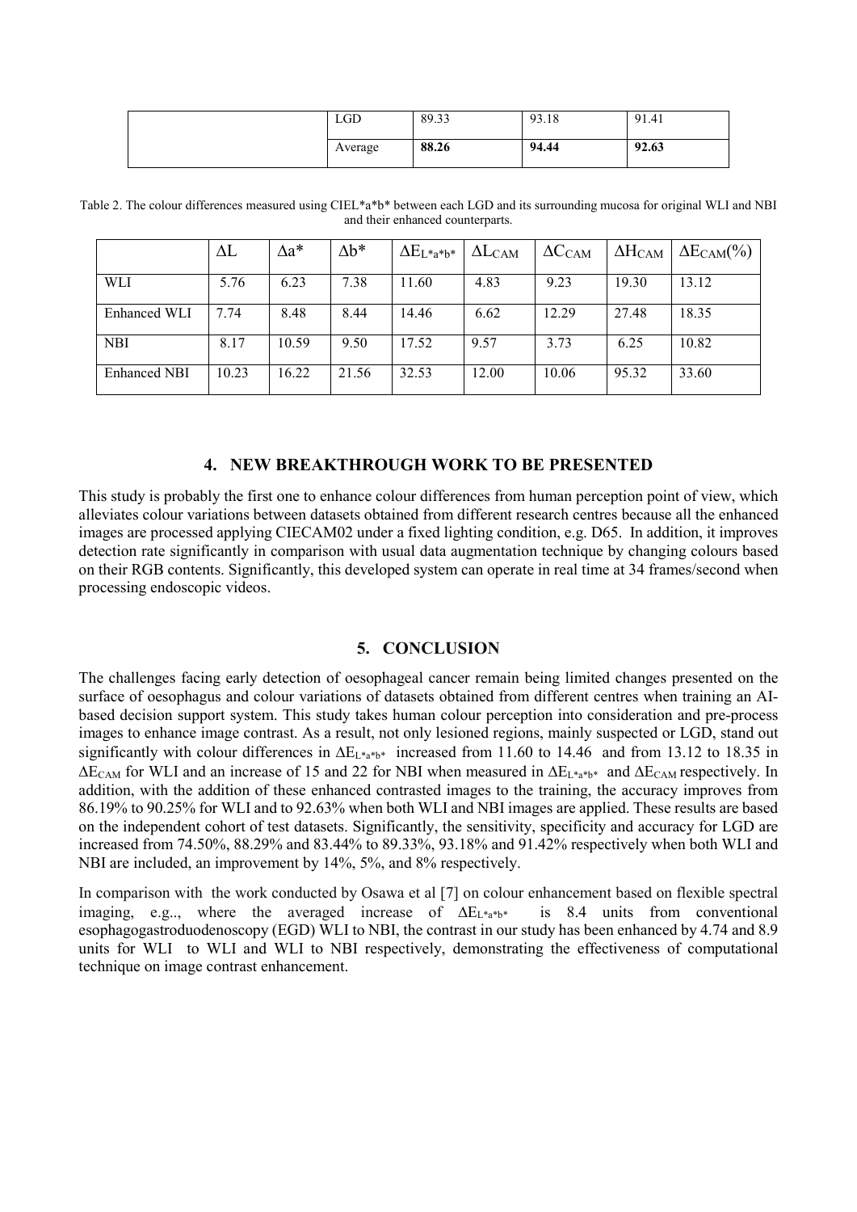| | | | | |
|---|---|---|---|---|
| | LGD | 89.33 | 93.18 | 91.41 |
| | Average | **88.26** | **94.44** | **92.63** |

Table 2. The colour differences measured using CIEL*a*b* between each LGD and its surrounding mucosa for original WLI and NBI and their enhanced counterparts.

| | $\Delta L$ | $\Delta a^*$ | $\Delta b^*$ | $\Delta E_{L^*a^*b^*}$ | $\Delta L_{CAM}$ | $\Delta C_{CAM}$ | $\Delta H_{CAM}$ | $\Delta E_{CAM}$(%) |
|---|---|---|---|---|---|---|---|---|
| WLI | 5.76 | 6.23 | 7.38 | 11.60 | 4.83 | 9.23 | 19.30 | 13.12 |
| Enhanced WLI | 7.74 | 8.48 | 8.44 | 14.46 | 6.62 | 12.29 | 27.48 | 18.35 |
| NBI | 8.17 | 10.59 | 9.50 | 17.52 | 9.57 | 3.73 | 6.25 | 10.82 |
| Enhanced NBI | 10.23 | 16.22 | 21.56 | 32.53 | 12.00 | 10.06 | 95.32 | 33.60 |

## 4. NEW BREAKTHROUGH WORK TO BE PRESENTED

This study is probably the first one to enhance colour differences from human perception point of view, which alleviates colour variations between datasets obtained from different research centres because all the enhanced images are processed applying CIECAM02 under a fixed lighting condition, e.g. D65. In addition, it improves detection rate significantly in comparison with usual data augmentation technique by changing colours based on their RGB contents. Significantly, this developed system can operate in real time at 34 frames/second when processing endoscopic videos.

## 5. CONCLUSION

The challenges facing early detection of oesophageal cancer remain being limited changes presented on the surface of oesophagus and colour variations of datasets obtained from different centres when training an AI-based decision support system. This study takes human colour perception into consideration and pre-process images to enhance image contrast. As a result, not only lesioned regions, mainly suspected or LGD, stand out significantly with colour differences in $\Delta E_{L^*a^*b^*}$ increased from 11.60 to 14.46 and from 13.12 to 18.35 in $\Delta E_{CAM}$ for WLI and an increase of 15 and 22 for NBI when measured in $\Delta E_{L^*a^*b^*}$ and $\Delta E_{CAM}$ respectively. In addition, with the addition of these enhanced contrasted images to the training, the accuracy improves from 86.19% to 90.25% for WLI and to 92.63% when both WLI and NBI images are applied. These results are based on the independent cohort of test datasets. Significantly, the sensitivity, specificity and accuracy for LGD are increased from 74.50%, 88.29% and 83.44% to 89.33%, 93.18% and 91.42% respectively when both WLI and NBI are included, an improvement by 14%, 5%, and 8% respectively.

In comparison with the work conducted by Osawa et al [7] on colour enhancement based on flexible spectral imaging, e.g.., where the averaged increase of $\Delta E_{L^*a^*b^*}$ is 8.4 units from conventional esophagogastroduodenoscopy (EGD) WLI to NBI, the contrast in our study has been enhanced by 4.74 and 8.9 units for WLI to WLI and WLI to NBI respectively, demonstrating the effectiveness of computational technique on image contrast enhancement.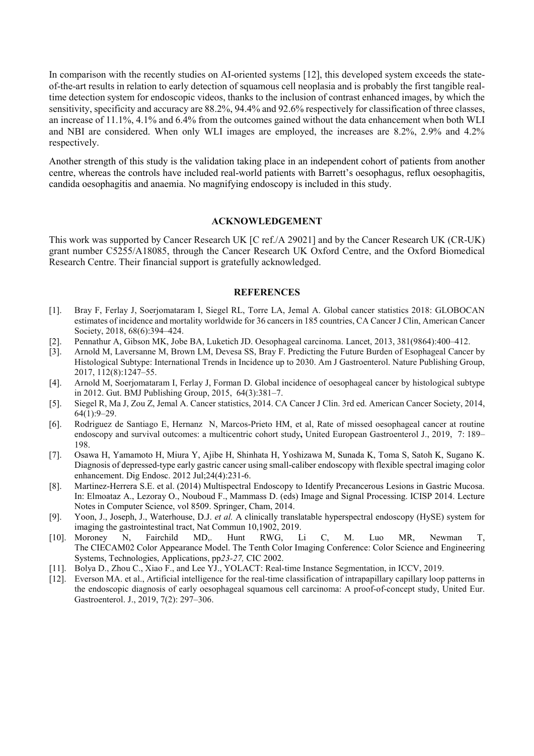In comparison with the recently studies on AI-oriented systems [12], this developed system exceeds the state-of-the-art results in relation to early detection of squamous cell neoplasia and is probably the first tangible real-time detection system for endoscopic videos, thanks to the inclusion of contrast enhanced images, by which the sensitivity, specificity and accuracy are 88.2%, 94.4% and 92.6% respectively for classification of three classes, an increase of 11.1%, 4.1% and 6.4% from the outcomes gained without the data enhancement when both WLI and NBI are considered. When only WLI images are employed, the increases are 8.2%, 2.9% and 4.2% respectively.

Another strength of this study is the validation taking place in an independent cohort of patients from another centre, whereas the controls have included real-world patients with Barrett's oesophagus, reflux oesophagitis, candida oesophagitis and anaemia. No magnifying endoscopy is included in this study.

## ACKNOWLEDGEMENT

This work was supported by Cancer Research UK [C ref./A 29021] and by the Cancer Research UK (CR-UK) grant number C5255/A18085, through the Cancer Research UK Oxford Centre, and the Oxford Biomedical Research Centre. Their financial support is gratefully acknowledged.

## REFERENCES

[1]. Bray F, Ferlay J, Soerjomataram I, Siegel RL, Torre LA, Jemal A. Global cancer statistics 2018: GLOBOCAN estimates of incidence and mortality worldwide for 36 cancers in 185 countries, CA Cancer J Clin, American Cancer Society, 2018, 68(6):394–424.

[2]. Pennathur A, Gibson MK, Jobe BA, Luketich JD. Oesophageal carcinoma. Lancet, 2013, 381(9864):400–412.

[3]. Arnold M, Laversanne M, Brown LM, Devesa SS, Bray F. Predicting the Future Burden of Esophageal Cancer by Histological Subtype: International Trends in Incidence up to 2030. Am J Gastroenterol. Nature Publishing Group, 2017, 112(8):1247–55.

[4]. Arnold M, Soerjomataram I, Ferlay J, Forman D. Global incidence of oesophageal cancer by histological subtype in 2012. Gut. BMJ Publishing Group, 2015, 64(3):381–7.

[5]. Siegel R, Ma J, Zou Z, Jemal A. Cancer statistics, 2014. CA Cancer J Clin. 3rd ed. American Cancer Society, 2014, 64(1):9–29.

[6]. Rodriguez de Santiago E, Hernanz N, Marcos-Prieto HM, et al, Rate of missed oesophageal cancer at routine endoscopy and survival outcomes: a multicentric cohort study**,** United European Gastroenterol J., 2019, 7: 189–198.

[7]. Osawa H, Yamamoto H, Miura Y, Ajibe H, Shinhata H, Yoshizawa M, Sunada K, Toma S, Satoh K, Sugano K. Diagnosis of depressed-type early gastric cancer using small-caliber endoscopy with flexible spectral imaging color enhancement. Dig Endosc. 2012 Jul;24(4):231-6.

[8]. Martinez-Herrera S.E. et al. (2014) Multispectral Endoscopy to Identify Precancerous Lesions in Gastric Mucosa. In: Elmoataz A., Lezoray O., Nouboud F., Mammass D. (eds) Image and Signal Processing. ICISP 2014. Lecture Notes in Computer Science, vol 8509. Springer, Cham, 2014.

[9]. Yoon, J., Joseph, J., Waterhouse, D.J. *et al.* A clinically translatable hyperspectral endoscopy (HySE) system for imaging the gastrointestinal tract, Nat Commun 10,1902, 2019.

[10]. Moroney N, Fairchild MD,. Hunt RWG, Li C, M. Luo MR, Newman T, The CIECAM02 Color Appearance Model. The Tenth Color Imaging Conference: Color Science and Engineering Systems, Technologies, Applications, pp*23-27,* CIC 2002.

[11]. Bolya D., Zhou C., Xiao F., and Lee YJ., YOLACT: Real-time Instance Segmentation, in ICCV, 2019.

[12]. Everson MA. et al., Artificial intelligence for the real-time classification of intrapapillary capillary loop patterns in the endoscopic diagnosis of early oesophageal squamous cell carcinoma: A proof-of-concept study, United Eur. Gastroenterol. J., 2019, 7(2): 297–306.